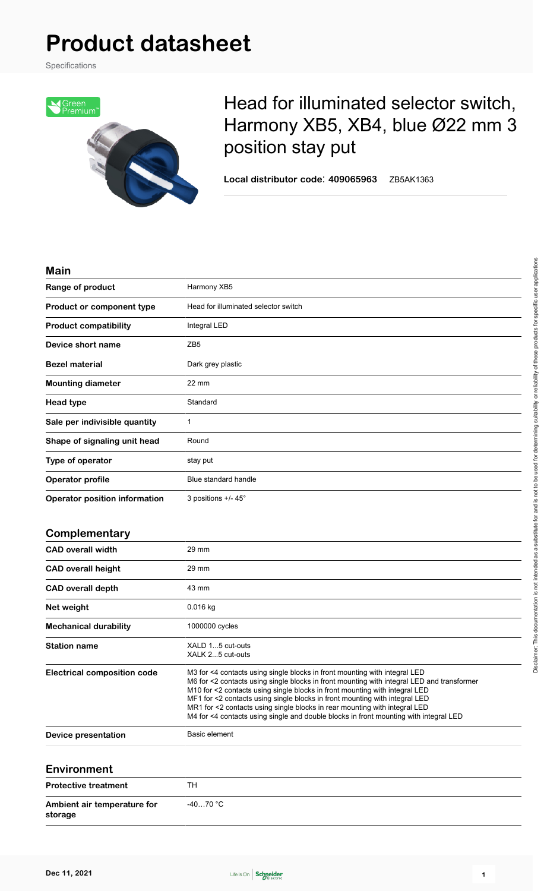# Product datasheet

Specifications

## Head for illuminated selector switch, Harmony XB5, XB4, blue Ø22 mm 3 position stay put

**Local distributor code**: **409065963** ZB5AK1363

### Main

| | |
|---|---|
| **Range of product** | Harmony XB5 |
| **Product or component type** | Head for illuminated selector switch |
| **Product compatibility** | Integral LED |
| **Device short name** | ZB5 |
| **Bezel material** | Dark grey plastic |
| **Mounting diameter** | 22 mm |
| **Head type** | Standard |
| **Sale per indivisible quantity** | 1 |
| **Shape of signaling unit head** | Round |
| **Type of operator** | stay put |
| **Operator profile** | Blue standard handle |
| **Operator position information** | 3 positions +/- 45° |

### Complementary

| | |
|---|---|
| **CAD overall width** | 29 mm |
| **CAD overall height** | 29 mm |
| **CAD overall depth** | 43 mm |
| **Net weight** | 0.016 kg |
| **Mechanical durability** | 1000000 cycles |
| **Station name** | XALD 1...5 cut-outs<br>XALK 2...5 cut-outs |
| **Electrical composition code** | M3 for <4 contacts using single blocks in front mounting with integral LED<br>M6 for <2 contacts using single blocks in front mounting with integral LED and transformer<br>M10 for <2 contacts using single blocks in front mounting with integral LED<br>MF1 for <2 contacts using single blocks in front mounting with integral LED<br>MR1 for <2 contacts using single blocks in rear mounting with integral LED<br>M4 for <4 contacts using single and double blocks in front mounting with integral LED |
| **Device presentation** | Basic element |

### Environment

| | |
|---|---|
| **Protective treatment** | TH |
| **Ambient air temperature for storage** | -40…70 °C |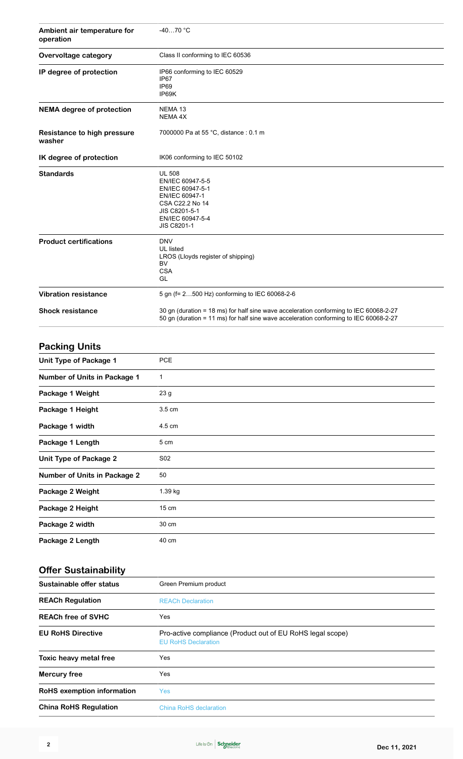| | |
|---|---|
| **Ambient air temperature for operation** | -40…70 °C |
| **Overvoltage category** | Class II conforming to IEC 60536 |
| **IP degree of protection** | IP66 conforming to IEC 60529<br>IP67<br>IP69<br>IP69K |
| **NEMA degree of protection** | NEMA 13<br>NEMA 4X |
| **Resistance to high pressure washer** | 7000000 Pa at 55 °C, distance : 0.1 m |
| **IK degree of protection** | IK06 conforming to IEC 50102 |
| **Standards** | UL 508<br>EN/IEC 60947-5-5<br>EN/IEC 60947-5-1<br>EN/IEC 60947-1<br>CSA C22.2 No 14<br>JIS C8201-5-1<br>EN/IEC 60947-5-4<br>JIS C8201-1 |
| **Product certifications** | DNV<br>UL listed<br>LROS (Lloyds register of shipping)<br>BV<br>CSA<br>GL |
| **Vibration resistance** | 5 gn (f= 2…500 Hz) conforming to IEC 60068-2-6 |
| **Shock resistance** | 30 gn (duration = 18 ms) for half sine wave acceleration conforming to IEC 60068-2-27<br>50 gn (duration = 11 ms) for half sine wave acceleration conforming to IEC 60068-2-27 |

## Packing Units

| | |
|---|---|
| **Unit Type of Package 1** | PCE |
| **Number of Units in Package 1** | 1 |
| **Package 1 Weight** | 23 g |
| **Package 1 Height** | 3.5 cm |
| **Package 1 width** | 4.5 cm |
| **Package 1 Length** | 5 cm |
| **Unit Type of Package 2** | S02 |
| **Number of Units in Package 2** | 50 |
| **Package 2 Weight** | 1.39 kg |
| **Package 2 Height** | 15 cm |
| **Package 2 width** | 30 cm |
| **Package 2 Length** | 40 cm |

## Offer Sustainability

| | |
|---|---|
| **Sustainable offer status** | Green Premium product |
| **REACh Regulation** | REACh Declaration |
| **REACh free of SVHC** | Yes |
| **EU RoHS Directive** | Pro-active compliance (Product out of EU RoHS legal scope)<br>EU RoHS Declaration |
| **Toxic heavy metal free** | Yes |
| **Mercury free** | Yes |
| **RoHS exemption information** | Yes |
| **China RoHS Regulation** | China RoHS declaration |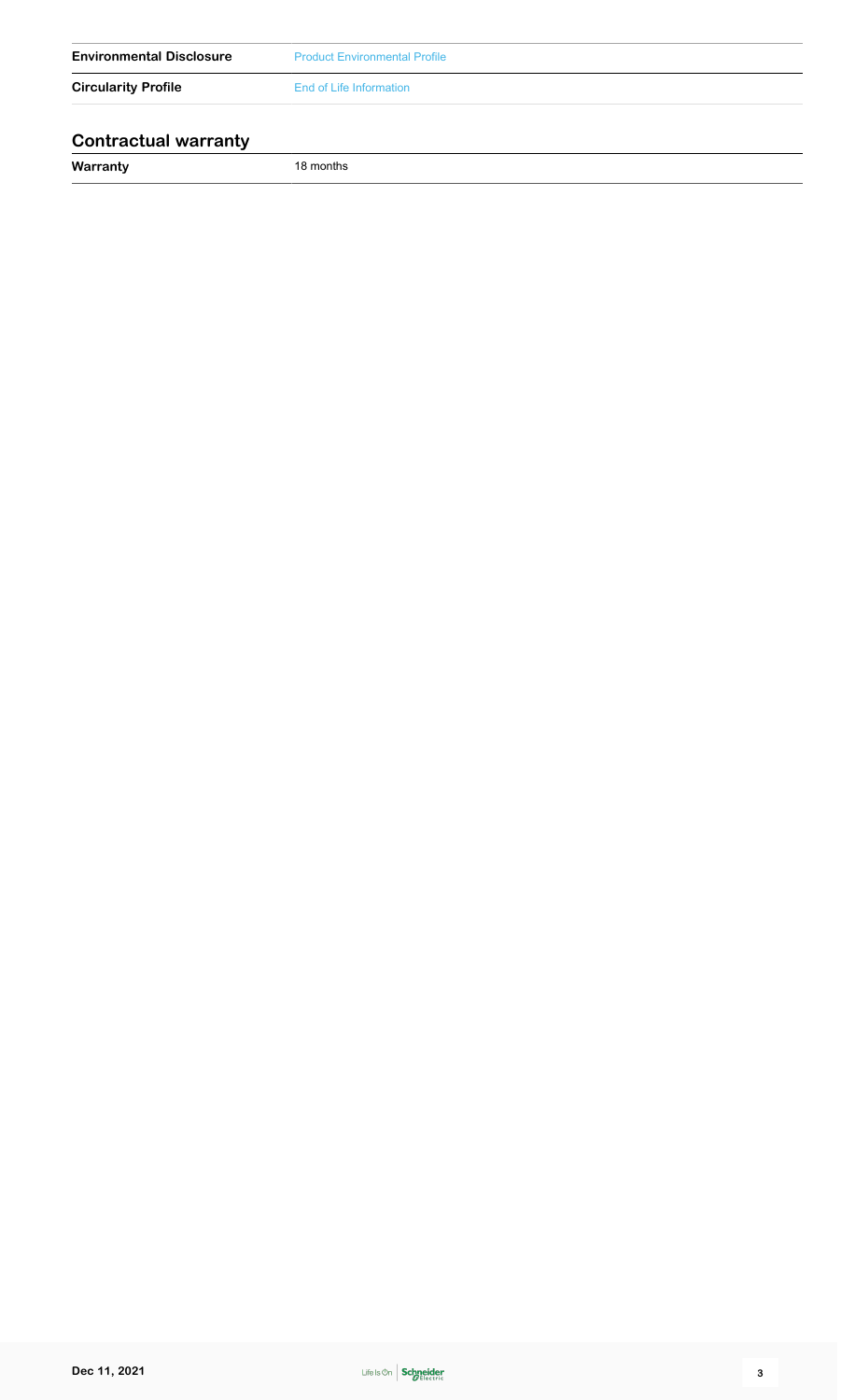| | |
|---|---|
| **Environmental Disclosure** | Product Environmental Profile |
| **Circularity Profile** | End of Life Information |

## Contractual warranty

| | |
|---|---|
| **Warranty** | 18 months |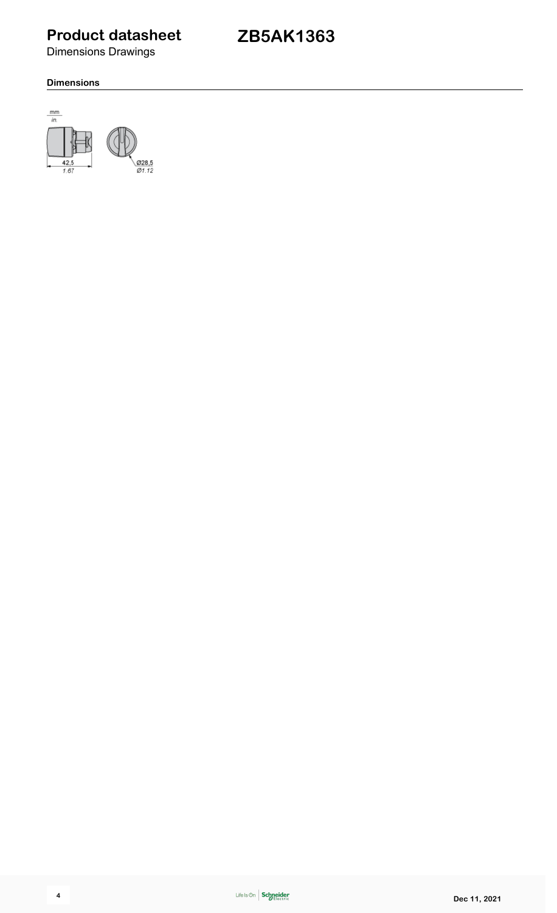# Product datasheet

## ZB5AK1363

Dimensions Drawings

### Dimensions

mm
in.

42,5
1.67

Ø28,5
Ø1.12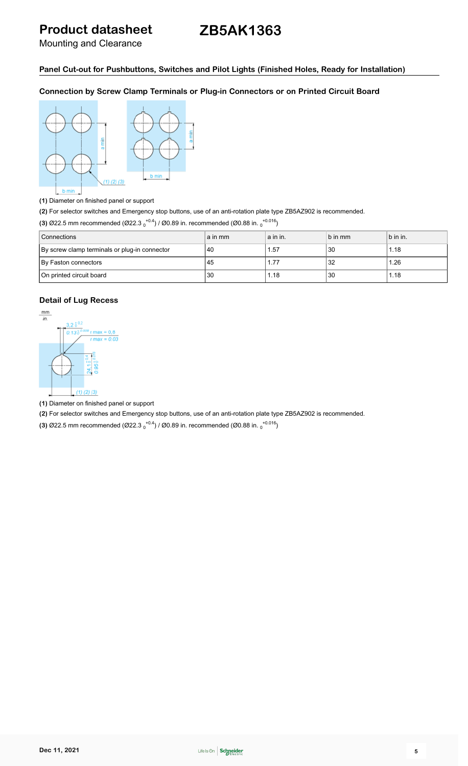# Product datasheet

Mounting and Clearance

# ZB5AK1363

## Panel Cut-out for Pushbuttons, Switches and Pilot Lights (Finished Holes, Ready for Installation)

### Connection by Screw Clamp Terminals or Plug-in Connectors or on Printed Circuit Board

**(1)** Diameter on finished panel or support

**(2)** For selector switches and Emergency stop buttons, use of an anti-rotation plate type ZB5AZ902 is recommended.

**(3)** Ø22.5 mm recommended (Ø22.3 $_{0}^{+0.4}$) / Ø0.89 in. recommended (Ø0.88 in. $_{0}^{+0.016}$)

| Connections | a in mm | a in in. | b in mm | b in in. |
|---|---|---|---|---|
| By screw clamp terminals or plug-in connector | 40 | 1.57 | 30 | 1.18 |
| By Faston connectors | 45 | 1.77 | 32 | 1.26 |
| On printed circuit board | 30 | 1.18 | 30 | 1.18 |

### Detail of Lug Recess

**(1)** Diameter on finished panel or support

**(2)** For selector switches and Emergency stop buttons, use of an anti-rotation plate type ZB5AZ902 is recommended.

**(3)** Ø22.5 mm recommended (Ø22.3 $_{0}^{+0.4}$) / Ø0.89 in. recommended (Ø0.88 in. $_{0}^{+0.016}$)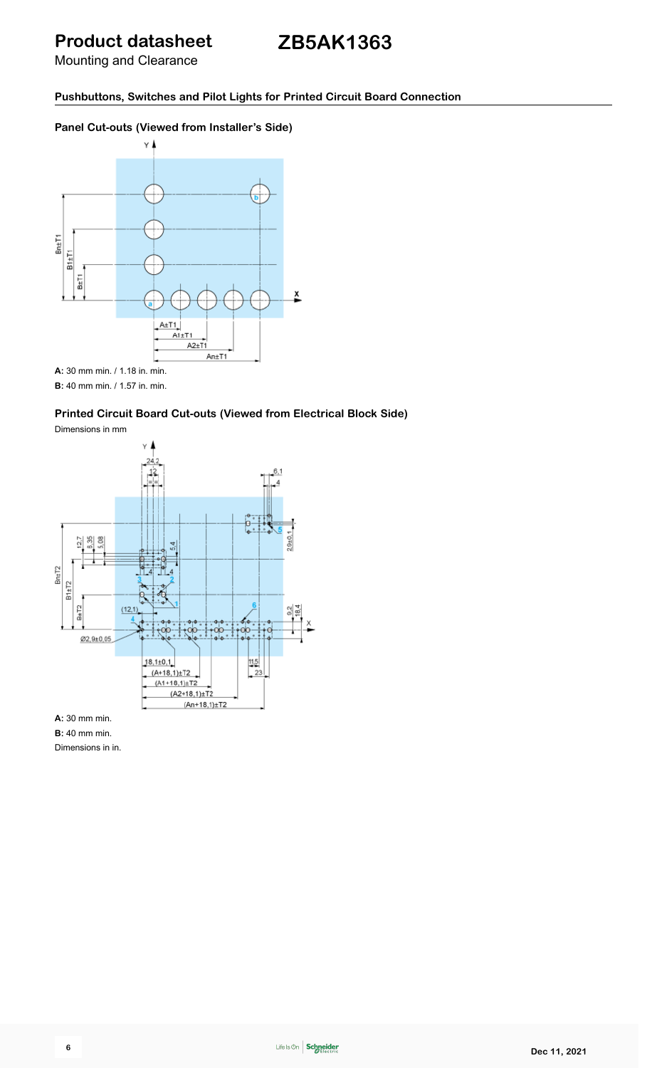# Product datasheet

Mounting and Clearance

# ZB5AK1363

## Pushbuttons, Switches and Pilot Lights for Printed Circuit Board Connection

### Panel Cut-outs (Viewed from Installer's Side)

**A:** 30 mm min. / 1.18 in. min.

**B:** 40 mm min. / 1.57 in. min.

### Printed Circuit Board Cut-outs (Viewed from Electrical Block Side)

Dimensions in mm

**A:** 30 mm min.

**B:** 40 mm min.

Dimensions in in.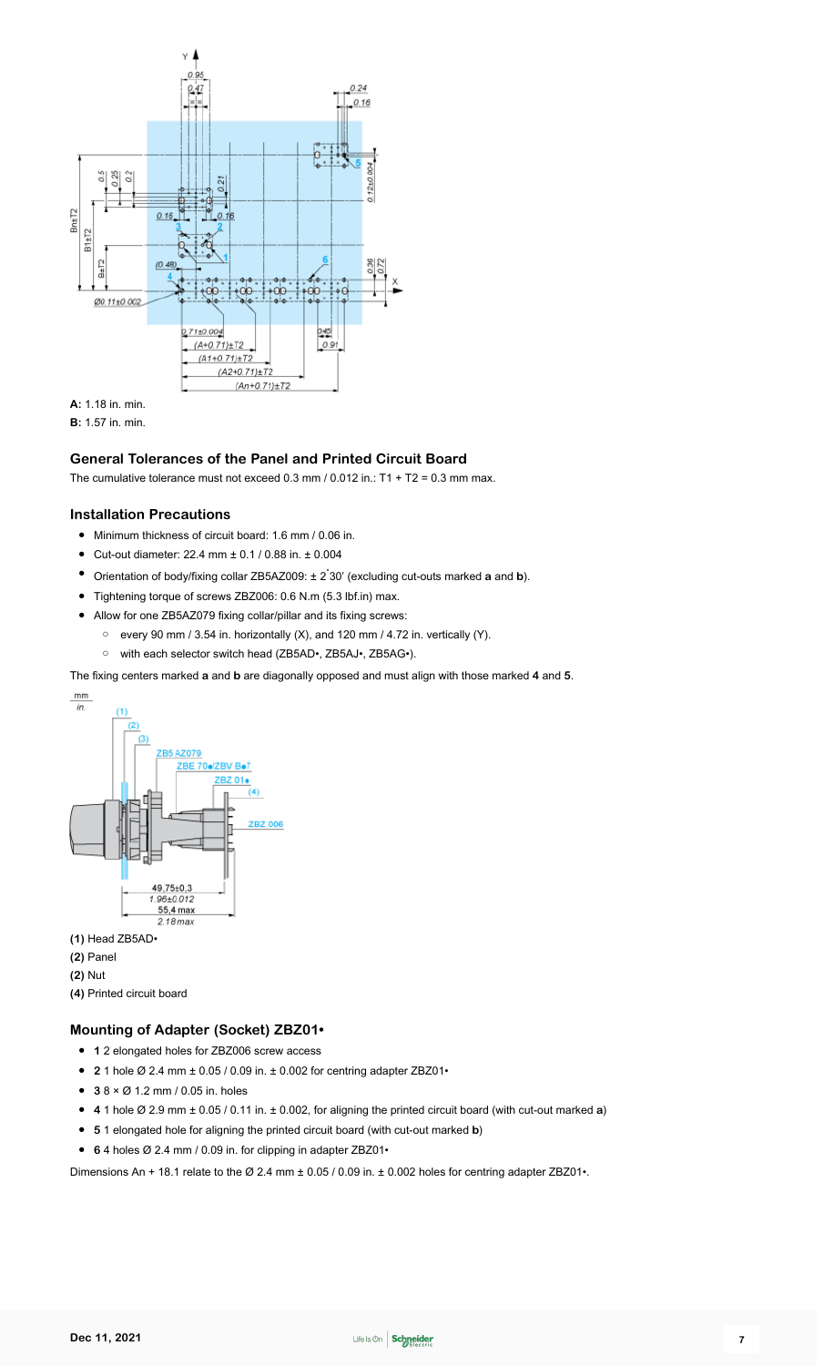**A:** 1.18 in. min.

**B:** 1.57 in. min.

### General Tolerances of the Panel and Printed Circuit Board

The cumulative tolerance must not exceed 0.3 mm / 0.012 in.: T1 + T2 = 0.3 mm max.

### Installation Precautions

- Minimum thickness of circuit board: 1.6 mm / 0.06 in.
- Cut-out diameter: 22.4 mm ± 0.1 / 0.88 in. ± 0.004
- Orientation of body/fixing collar ZB5AZ009: ± 2°30' (excluding cut-outs marked **a** and **b**).
- Tightening torque of screws ZBZ006: 0.6 N.m (5.3 lbf.in) max.
- Allow for one ZB5AZ079 fixing collar/pillar and its fixing screws:
  - every 90 mm / 3.54 in. horizontally (X), and 120 mm / 4.72 in. vertically (Y).
  - with each selector switch head (ZB5AD•, ZB5AJ•, ZB5AG•).

The fixing centers marked **a** and **b** are diagonally opposed and must align with those marked **4** and **5**.

**(1)** Head ZB5AD•

**(2)** Panel

**(2)** Nut

**(4)** Printed circuit board

### Mounting of Adapter (Socket) ZBZ01•

- **1** 2 elongated holes for ZBZ006 screw access
- **2** 1 hole Ø 2.4 mm ± 0.05 / 0.09 in. ± 0.002 for centring adapter ZBZ01•
- **3** 8 × Ø 1.2 mm / 0.05 in. holes
- **4** 1 hole Ø 2.9 mm ± 0.05 / 0.11 in. ± 0.002, for aligning the printed circuit board (with cut-out marked **a**)
- **5** 1 elongated hole for aligning the printed circuit board (with cut-out marked **b**)
- **6** 4 holes Ø 2.4 mm / 0.09 in. for clipping in adapter ZBZ01•

Dimensions An + 18.1 relate to the Ø 2.4 mm ± 0.05 / 0.09 in. ± 0.002 holes for centring adapter ZBZ01•.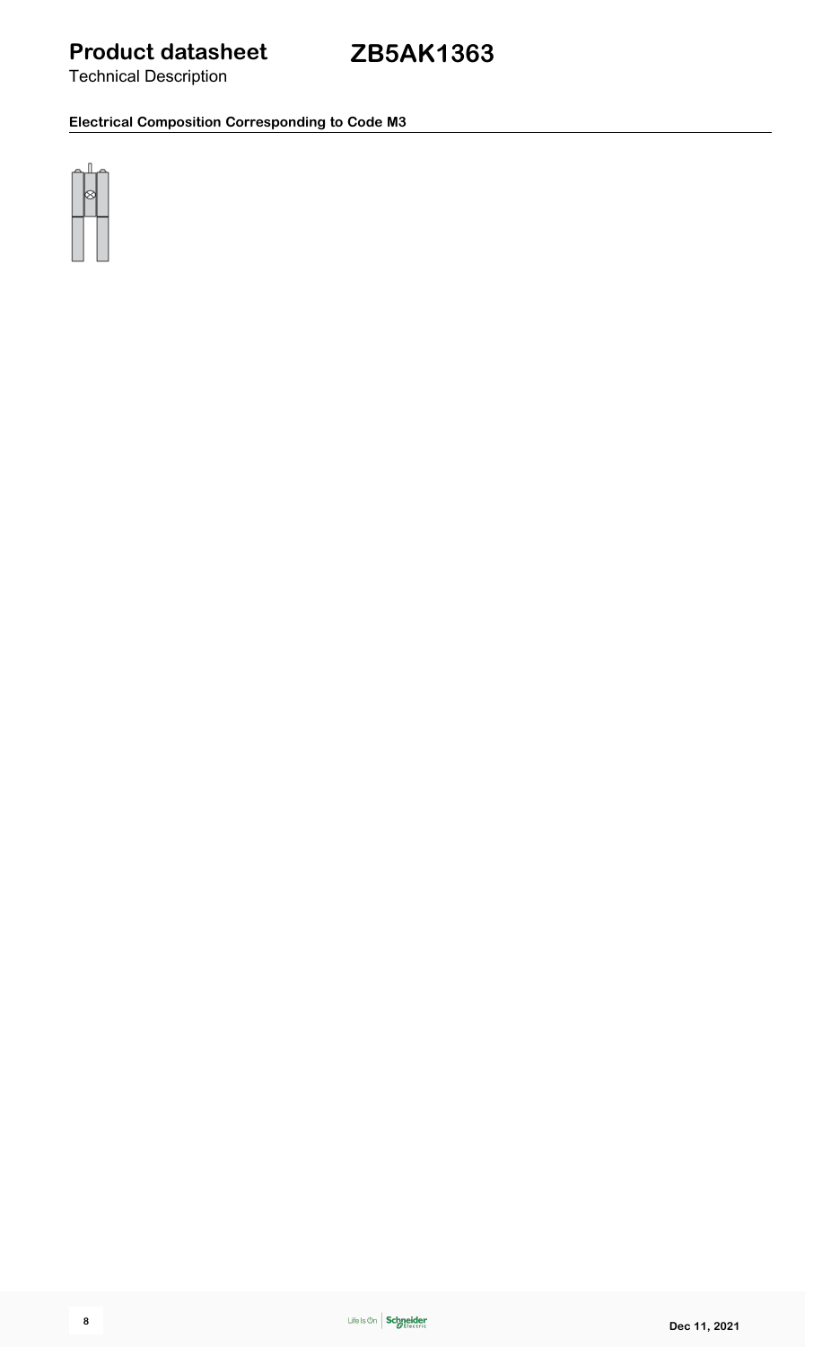# Product datasheet

Technical Description

# ZB5AK1363

### Electrical Composition Corresponding to Code M3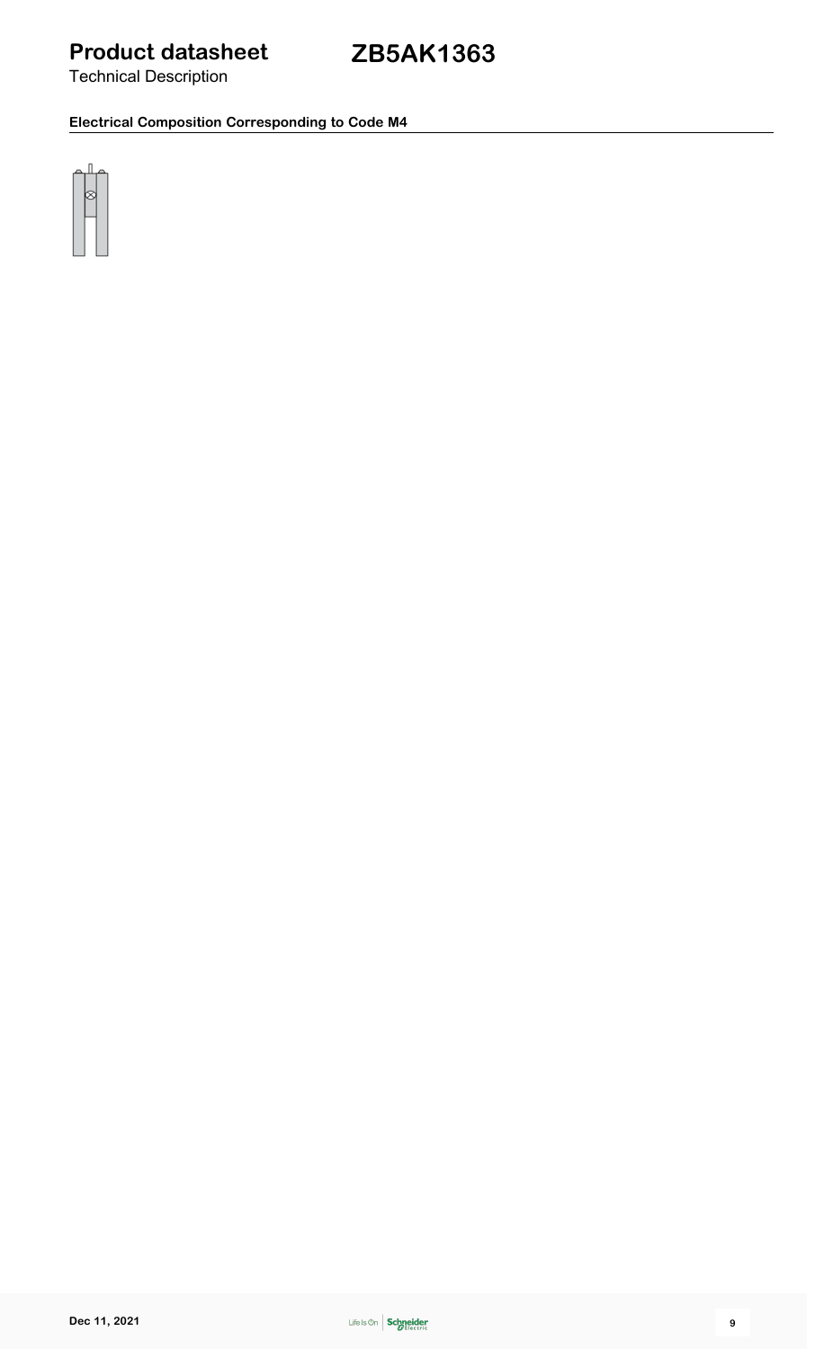# Product datasheet ZB5AK1363

Technical Description

### Electrical Composition Corresponding to Code M4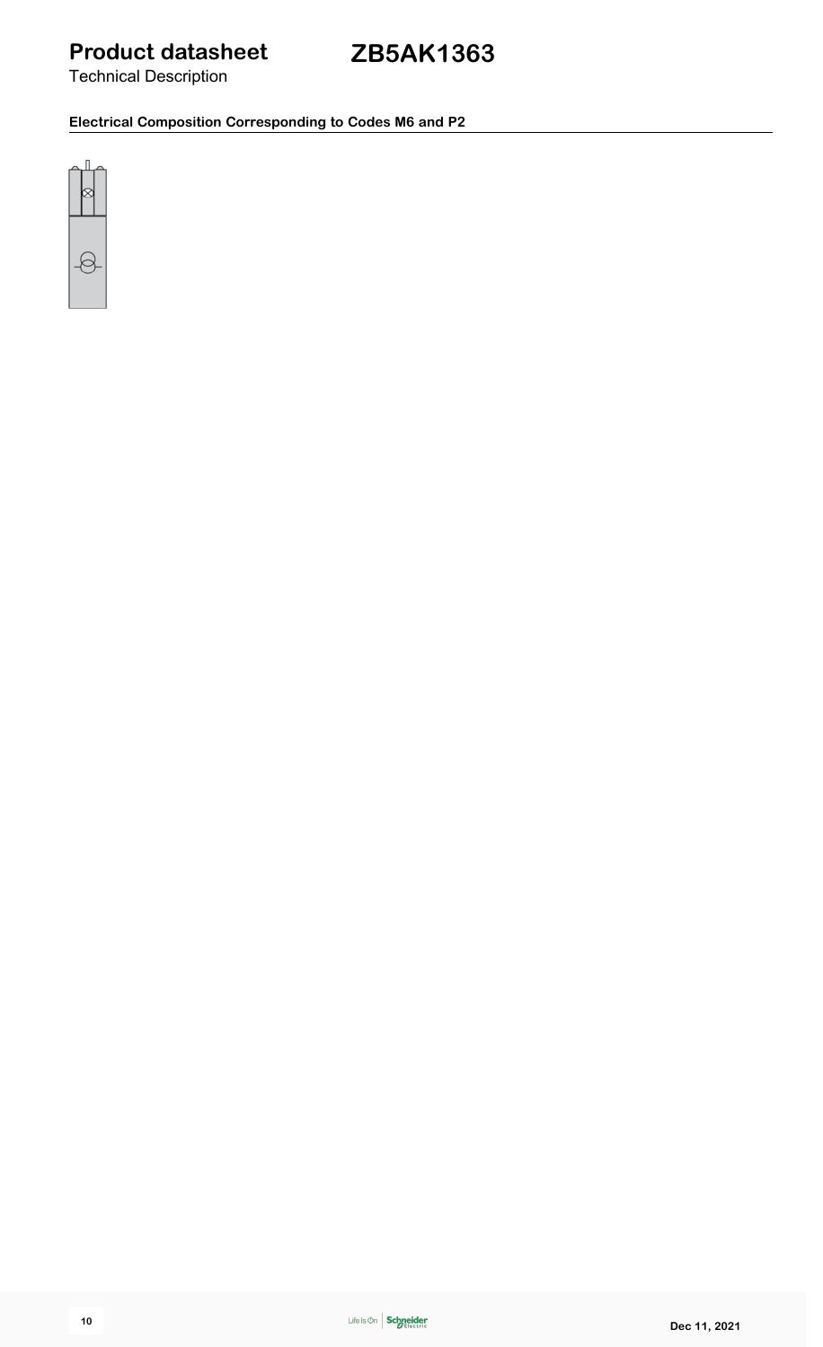# Product datasheet ZB5AK1363

Technical Description

## Electrical Composition Corresponding to Codes M6 and P2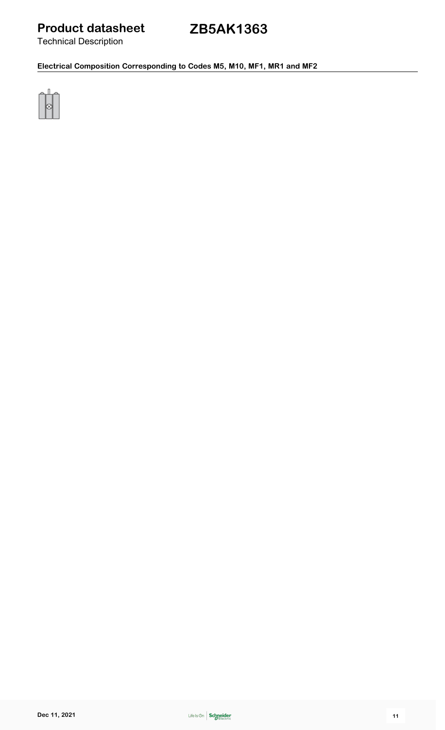# Product datasheet ZB5AK1363

Technical Description

### Electrical Composition Corresponding to Codes M5, M10, MF1, MR1 and MF2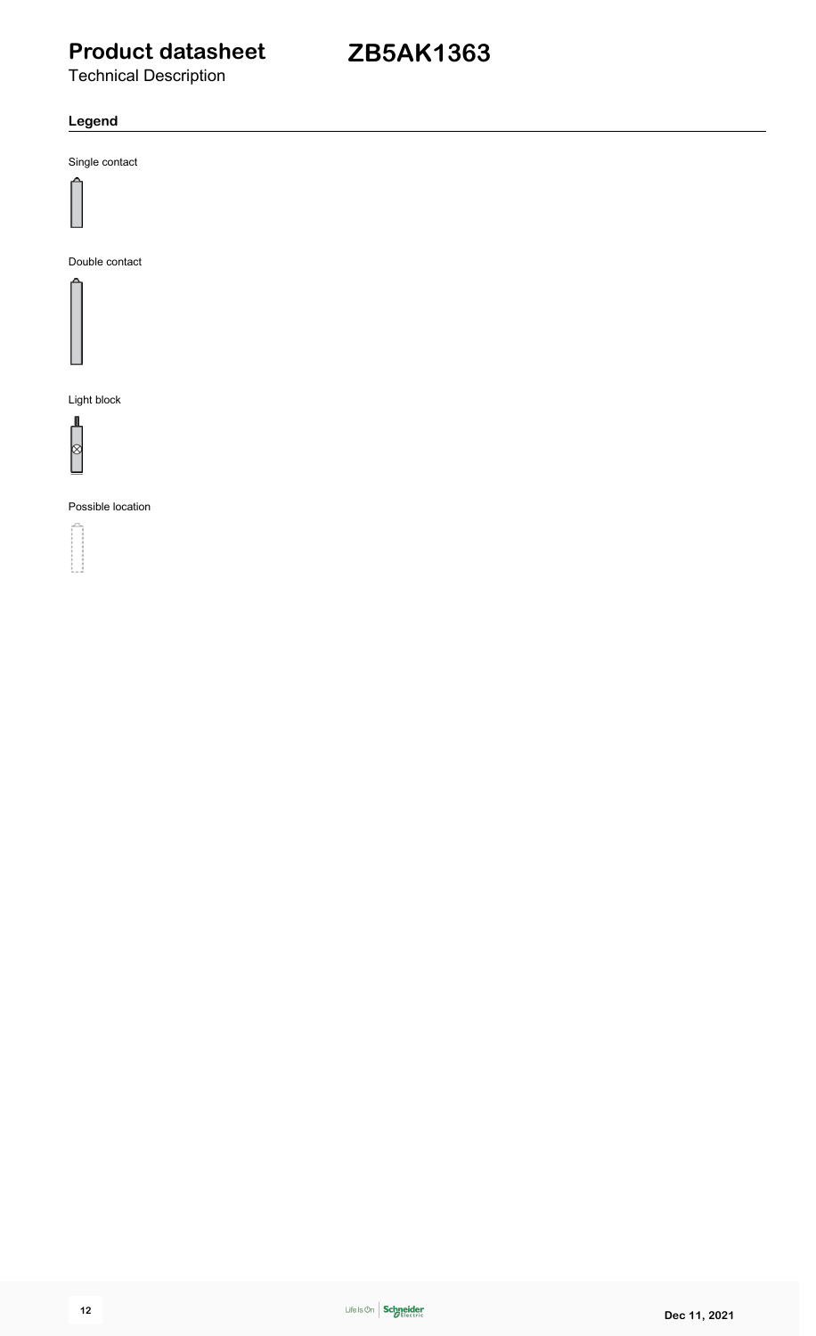# Product datasheet

Technical Description

# ZB5AK1363

## Legend

Single contact

Double contact

Light block

Possible location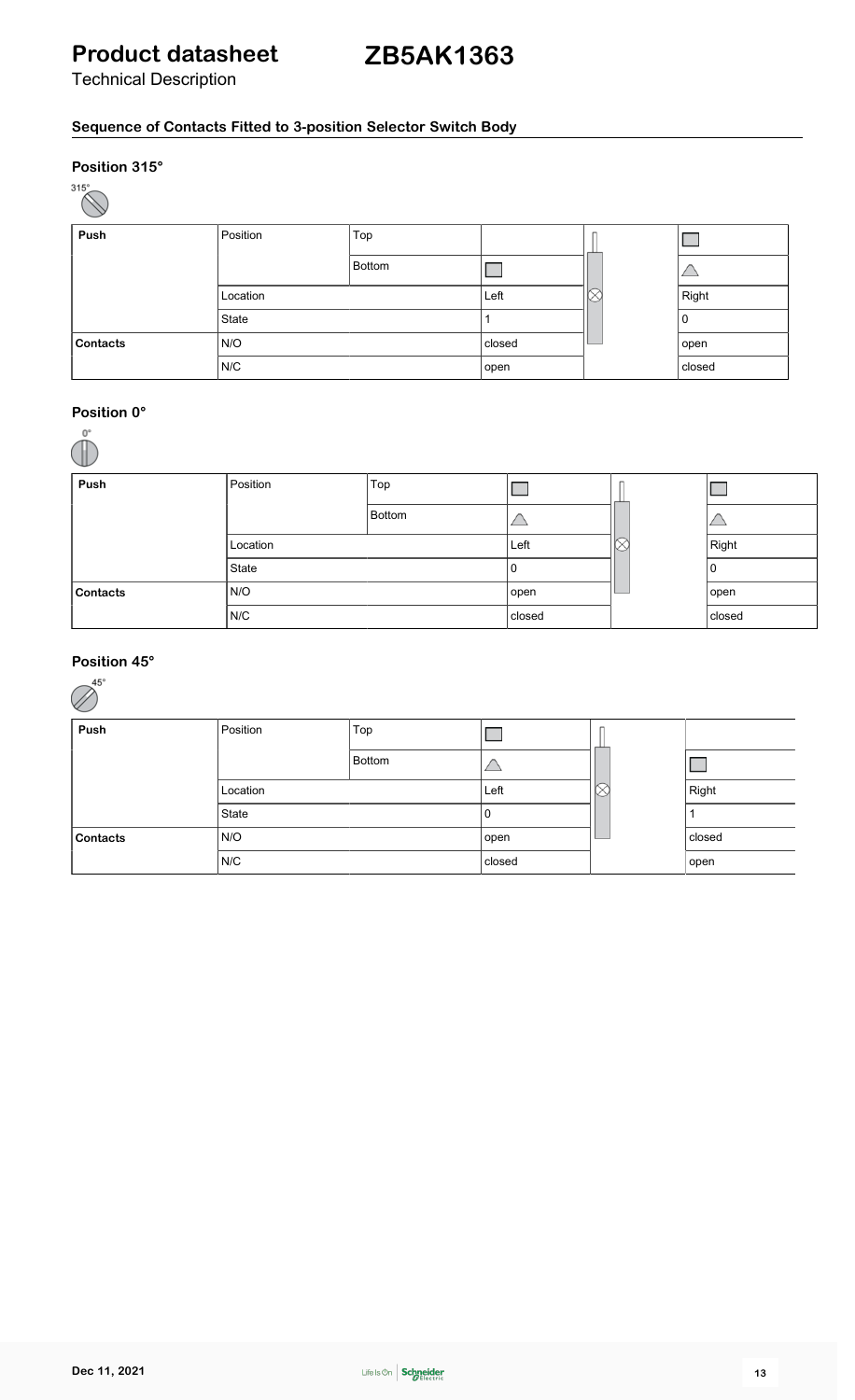# Product datasheet

# ZB5AK1363

Technical Description

## Sequence of Contacts Fitted to 3-position Selector Switch Body

### Position 315°

315°

| | | | | | |
|---|---|---|---|---|---|
| **Push** | Position | Top | | | |
| | | Bottom | | | |
| | Location | | Left | | Right |
| | State | | 1 | | 0 |
| **Contacts** | N/O | | closed | | open |
| | N/C | | open | | closed |

### Position 0°

0°

| | | | | | |
|---|---|---|---|---|---|
| **Push** | Position | Top | | | |
| | | Bottom | | | |
| | Location | | Left | | Right |
| | State | | 0 | | 0 |
| **Contacts** | N/O | | open | | open |
| | N/C | | closed | | closed |

### Position 45°

45°

| | | | | | |
|---|---|---|---|---|---|
| **Push** | Position | Top | | | |
| | | Bottom | | | |
| | Location | | Left | | Right |
| | State | | 0 | | 1 |
| **Contacts** | N/O | | open | | closed |
| | N/C | | closed | | open |